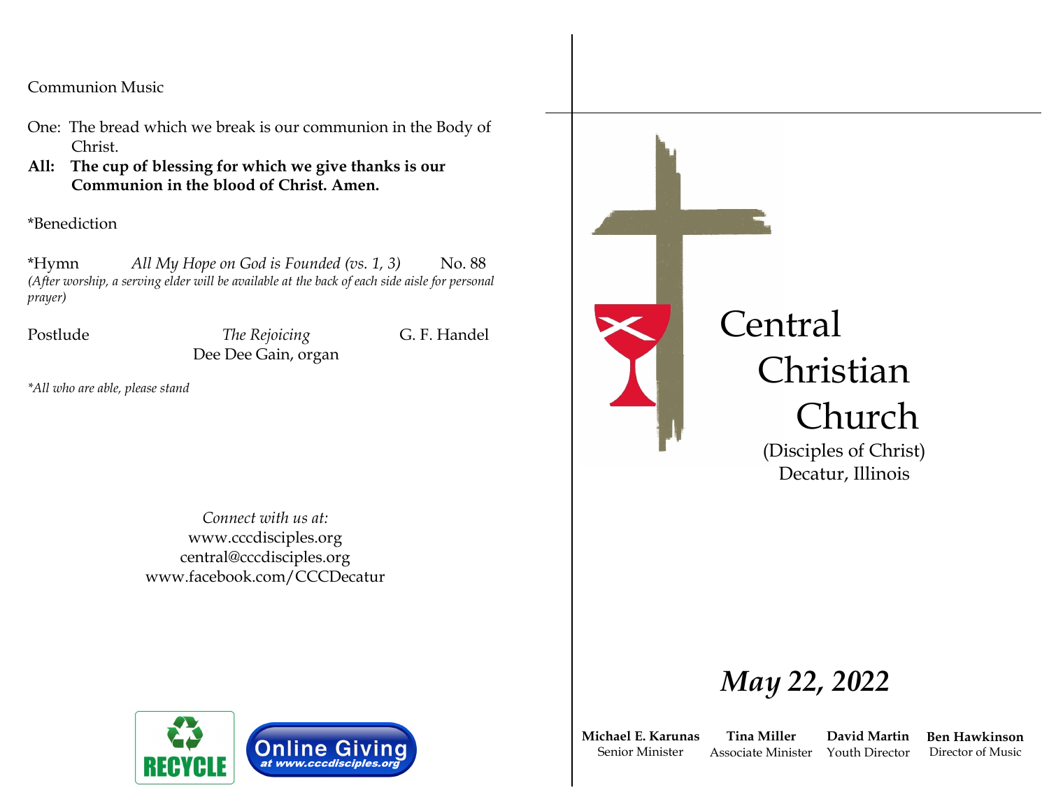Communion Music

One: The bread which we break is our communion in the Body of Christ.

**All: The cup of blessing for which we give thanks is our Communion in the blood of Christ. Amen.**

*Benediction

*Hymn *All My Hope on God is Founded (vs. 1, 3)* No. 88

*(After worship, a serving elder will be available at the back of each side aisle for personal prayer)*

Postlude *The Rejoicing* G. F. Handel
Dee Dee Gain, organ

**All who are able, please stand*

*Connect with us at:*
www.cccdisciples.org
central@cccdisciples.org
www.facebook.com/CCCDecatur

RECYCLE

Online Giving
*at www.cccdisciples.org*

# Central Christian Church

(Disciples of Christ)
Decatur, Illinois

## *May 22, 2022*

| **Michael E. Karunas** | **Tina Miller** | **David Martin** | **Ben Hawkinson** |
|---|---|---|---|
| Senior Minister | Associate Minister | Youth Director | Director of Music |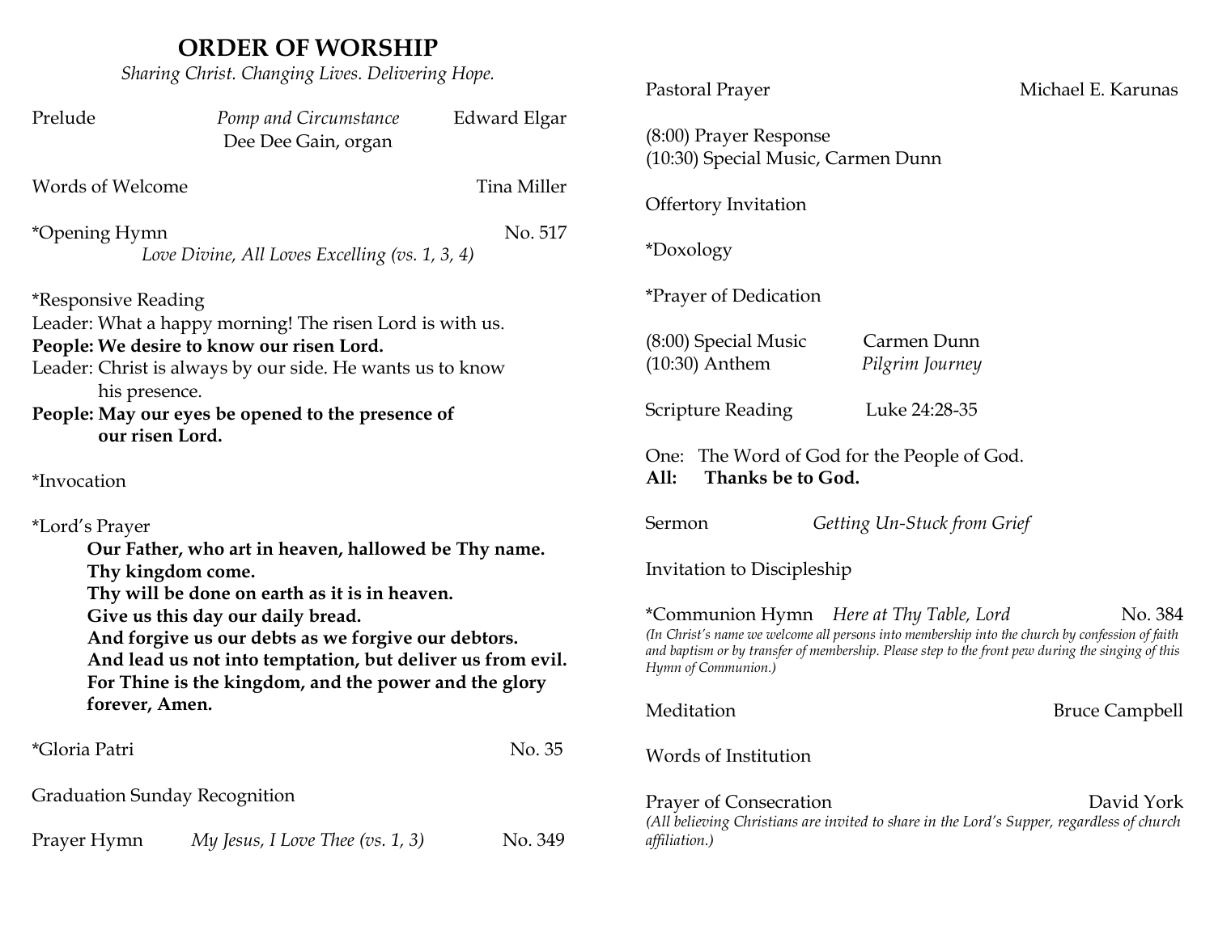# ORDER OF WORSHIP

*Sharing Christ. Changing Lives. Delivering Hope.*

Prelude *Pomp and Circumstance* Edward Elgar
Dee Dee Gain, organ

Words of Welcome Tina Miller

*Opening Hymn No. 517
*Love Divine, All Loves Excelling (vs. 1, 3, 4)*

*Responsive Reading
Leader: What a happy morning! The risen Lord is with us.
**People: We desire to know our risen Lord.**
Leader: Christ is always by our side. He wants us to know his presence.
**People: May our eyes be opened to the presence of our risen Lord.**

*Invocation

*Lord's Prayer

**Our Father, who art in heaven, hallowed be Thy name.
Thy kingdom come.
Thy will be done on earth as it is in heaven.
Give us this day our daily bread.
And forgive us our debts as we forgive our debtors.
And lead us not into temptation, but deliver us from evil.
For Thine is the kingdom, and the power and the glory forever, Amen.**

*Gloria Patri No. 35

Graduation Sunday Recognition

Prayer Hymn *My Jesus, I Love Thee (vs. 1, 3)* No. 349

Pastoral Prayer Michael E. Karunas

(8:00) Prayer Response
(10:30) Special Music, Carmen Dunn

Offertory Invitation

*Doxology

*Prayer of Dedication

(8:00) Special Music Carmen Dunn
(10:30) Anthem *Pilgrim Journey*

Scripture Reading Luke 24:28-35

One: The Word of God for the People of God.
**All: Thanks be to God.**

Sermon *Getting Un-Stuck from Grief*

Invitation to Discipleship

*Communion Hymn *Here at Thy Table, Lord* No. 384
*(In Christ's name we welcome all persons into membership into the church by confession of faith and baptism or by transfer of membership. Please step to the front pew during the singing of this Hymn of Communion.)*

Meditation Bruce Campbell

Words of Institution

Prayer of Consecration David York
*(All believing Christians are invited to share in the Lord's Supper, regardless of church affiliation.)*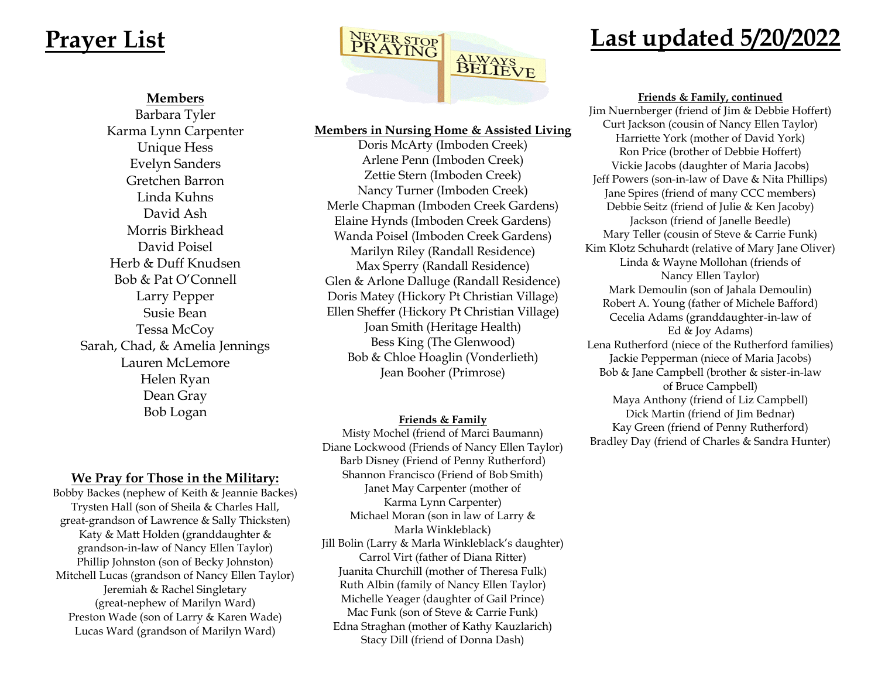# Prayer List

# Last updated 5/20/2022

NEVER STOP PRAYING
ALWAYS BELIEVE

**Members**

Barbara Tyler
Karma Lynn Carpenter
Unique Hess
Evelyn Sanders
Gretchen Barron
Linda Kuhns
David Ash
Morris Birkhead
David Poisel
Herb & Duff Knudsen
Bob & Pat O'Connell
Larry Pepper
Susie Bean
Tessa McCoy
Sarah, Chad, & Amelia Jennings
Lauren McLemore
Helen Ryan
Dean Gray
Bob Logan

**We Pray for Those in the Military:**

Bobby Backes (nephew of Keith & Jeannie Backes)
Trysten Hall (son of Sheila & Charles Hall, great-grandson of Lawrence & Sally Thicksten)
Katy & Matt Holden (granddaughter & grandson-in-law of Nancy Ellen Taylor)
Phillip Johnston (son of Becky Johnston)
Mitchell Lucas (grandson of Nancy Ellen Taylor)
Jeremiah & Rachel Singletary (great-nephew of Marilyn Ward)
Preston Wade (son of Larry & Karen Wade)
Lucas Ward (grandson of Marilyn Ward)

**Members in Nursing Home & Assisted Living**

Doris McArty (Imboden Creek)
Arlene Penn (Imboden Creek)
Zettie Stern (Imboden Creek)
Nancy Turner (Imboden Creek)
Merle Chapman (Imboden Creek Gardens)
Elaine Hynds (Imboden Creek Gardens)
Wanda Poisel (Imboden Creek Gardens)
Marilyn Riley (Randall Residence)
Max Sperry (Randall Residence)
Glen & Arlone Dalluge (Randall Residence)
Doris Matey (Hickory Pt Christian Village)
Ellen Sheffer (Hickory Pt Christian Village)
Joan Smith (Heritage Health)
Bess King (The Glenwood)
Bob & Chloe Hoaglin (Vonderlieth)
Jean Booher (Primrose)

**Friends & Family**

Misty Mochel (friend of Marci Baumann)
Diane Lockwood (Friends of Nancy Ellen Taylor)
Barb Disney (Friend of Penny Rutherford)
Shannon Francisco (Friend of Bob Smith)
Janet May Carpenter (mother of Karma Lynn Carpenter)
Michael Moran (son in law of Larry & Marla Winkleblack)
Jill Bolin (Larry & Marla Winkleblack's daughter)
Carrol Virt (father of Diana Ritter)
Juanita Churchill (mother of Theresa Fulk)
Ruth Albin (family of Nancy Ellen Taylor)
Michelle Yeager (daughter of Gail Prince)
Mac Funk (son of Steve & Carrie Funk)
Edna Straghan (mother of Kathy Kauzlarich)
Stacy Dill (friend of Donna Dash)

**Friends & Family, continued**

Jim Nuernberger (friend of Jim & Debbie Hoffert)
Curt Jackson (cousin of Nancy Ellen Taylor)
Harriette York (mother of David York)
Ron Price (brother of Debbie Hoffert)
Vickie Jacobs (daughter of Maria Jacobs)
Jeff Powers (son-in-law of Dave & Nita Phillips)
Jane Spires (friend of many CCC members)
Debbie Seitz (friend of Julie & Ken Jacoby)
Jackson (friend of Janelle Beedle)
Mary Teller (cousin of Steve & Carrie Funk)
Kim Klotz Schuhardt (relative of Mary Jane Oliver)
Linda & Wayne Mollohan (friends of Nancy Ellen Taylor)
Mark Demoulin (son of Jahala Demoulin)
Robert A. Young (father of Michele Bafford)
Cecelia Adams (granddaughter-in-law of Ed & Joy Adams)
Lena Rutherford (niece of the Rutherford families)
Jackie Pepperman (niece of Maria Jacobs)
Bob & Jane Campbell (brother & sister-in-law of Bruce Campbell)
Maya Anthony (friend of Liz Campbell)
Dick Martin (friend of Jim Bednar)
Kay Green (friend of Penny Rutherford)
Bradley Day (friend of Charles & Sandra Hunter)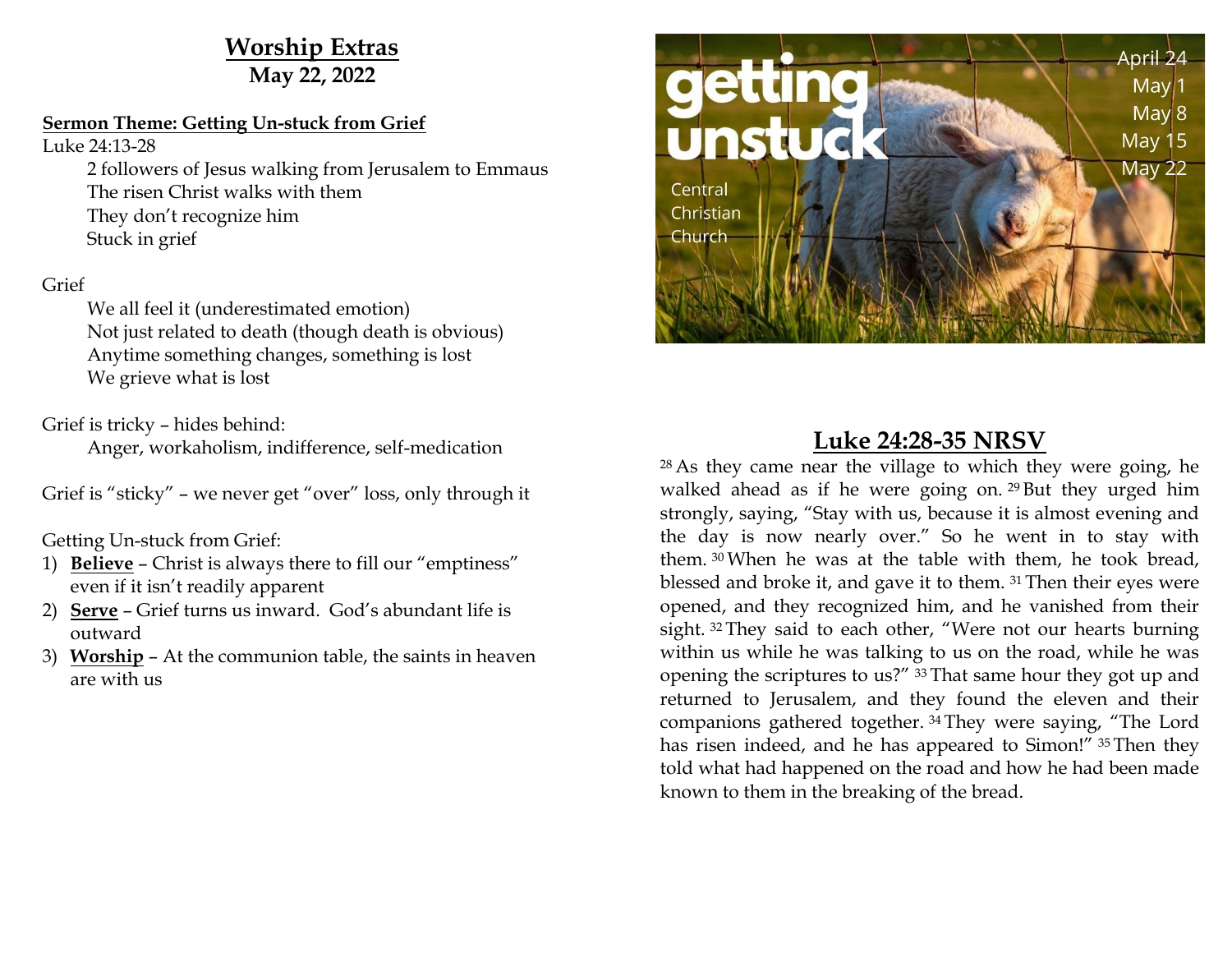# Worship Extras

**May 22, 2022**

**Sermon Theme: Getting Un-stuck from Grief**

Luke 24:13-28

- 2 followers of Jesus walking from Jerusalem to Emmaus
- The risen Christ walks with them
- They don't recognize him
- Stuck in grief

Grief

- We all feel it (underestimated emotion)
- Not just related to death (though death is obvious)
- Anytime something changes, something is lost
- We grieve what is lost

Grief is tricky – hides behind:

- Anger, workaholism, indifference, self-medication

Grief is "sticky" – we never get "over" loss, only through it

Getting Un-stuck from Grief:

1) **Believe** – Christ is always there to fill our "emptiness" even if it isn't readily apparent
2) **Serve** – Grief turns us inward. God's abundant life is outward
3) **Worship** – At the communion table, the saints in heaven are with us

getting unstuck

Central Christian Church

April 24
May 1
May 8
May 15
May 22

## Luke 24:28-35 NRSV

[28] As they came near the village to which they were going, he walked ahead as if he were going on. [29] But they urged him strongly, saying, "Stay with us, because it is almost evening and the day is now nearly over." So he went in to stay with them. [30] When he was at the table with them, he took bread, blessed and broke it, and gave it to them. [31] Then their eyes were opened, and they recognized him, and he vanished from their sight. [32] They said to each other, "Were not our hearts burning within us while he was talking to us on the road, while he was opening the scriptures to us?" [33] That same hour they got up and returned to Jerusalem, and they found the eleven and their companions gathered together. [34] They were saying, "The Lord has risen indeed, and he has appeared to Simon!" [35] Then they told what had happened on the road and how he had been made known to them in the breaking of the bread.